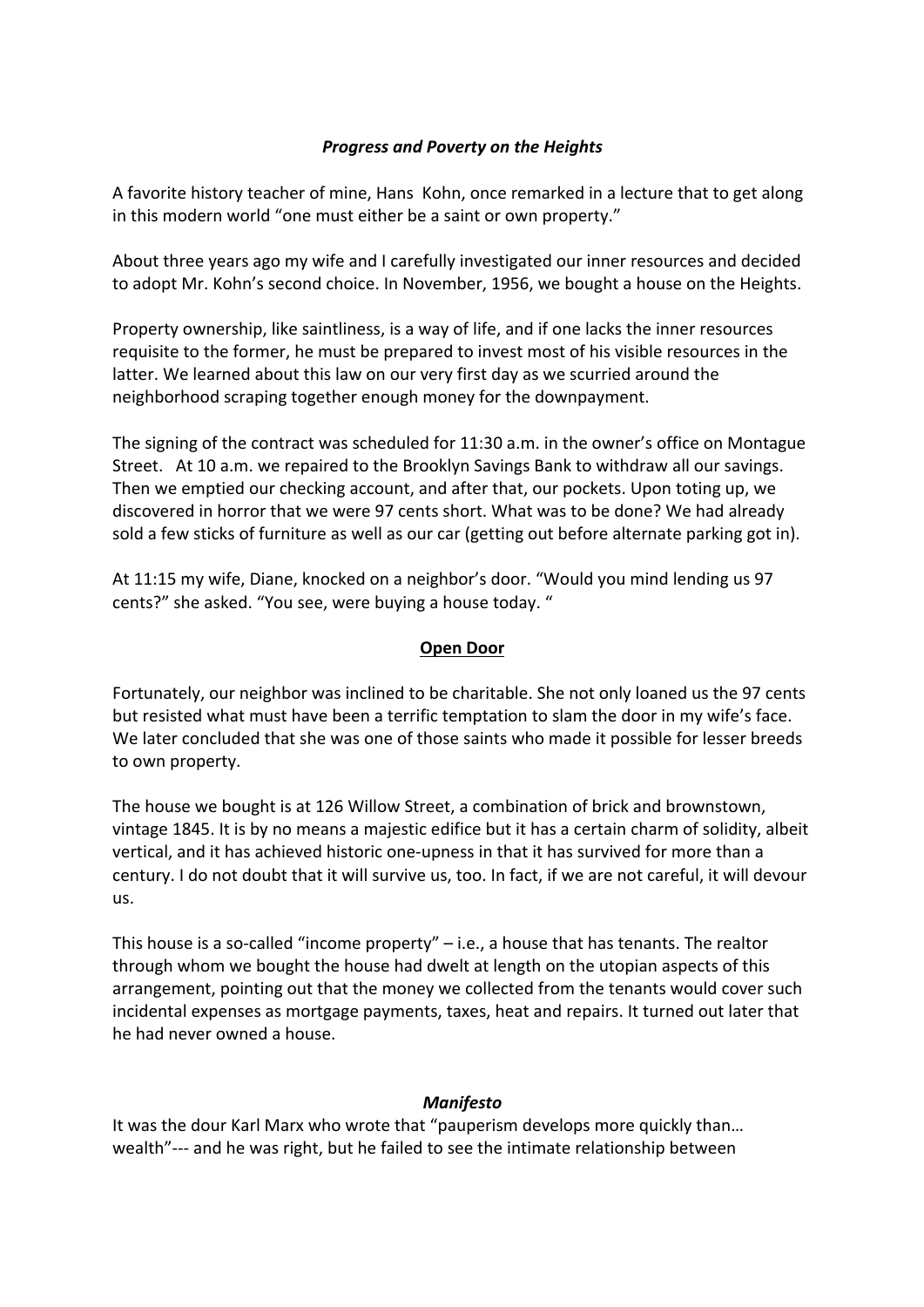### *Progress and Poverty on the Heights*

A favorite history teacher of mine, Hans Kohn, once remarked in a lecture that to get along in this modern world "one must either be a saint or own property."

About three years ago my wife and I carefully investigated our inner resources and decided to adopt Mr. Kohn's second choice. In November, 1956, we bought a house on the Heights.

Property ownership, like saintliness, is a way of life, and if one lacks the inner resources requisite to the former, he must be prepared to invest most of his visible resources in the latter. We learned about this law on our very first day as we scurried around the neighborhood scraping together enough money for the downpayment.

The signing of the contract was scheduled for 11:30 a.m. in the owner's office on Montague Street. At 10 a.m. we repaired to the Brooklyn Savings Bank to withdraw all our savings. Then we emptied our checking account, and after that, our pockets. Upon toting up, we discovered in horror that we were 97 cents short. What was to be done? We had already sold a few sticks of furniture as well as our car (getting out before alternate parking got in).

At 11:15 my wife, Diane, knocked on a neighbor's door. "Would you mind lending us 97 cents?" she asked. "You see, were buying a house today. "

#### **Open Door**

Fortunately, our neighbor was inclined to be charitable. She not only loaned us the 97 cents but resisted what must have been a terrific temptation to slam the door in my wife's face. We later concluded that she was one of those saints who made it possible for lesser breeds to own property.

The house we bought is at 126 Willow Street, a combination of brick and brownstown, vintage 1845. It is by no means a majestic edifice but it has a certain charm of solidity, albeit vertical, and it has achieved historic one-upness in that it has survived for more than a century. I do not doubt that it will survive us, too. In fact, if we are not careful, it will devour us.

This house is a so-called "income property" – i.e., a house that has tenants. The realtor through whom we bought the house had dwelt at length on the utopian aspects of this arrangement, pointing out that the money we collected from the tenants would cover such incidental expenses as mortgage payments, taxes, heat and repairs. It turned out later that he had never owned a house.

#### ***Manifesto***

It was the dour Karl Marx who wrote that "pauperism develops more quickly than… wealth"--- and he was right, but he failed to see the intimate relationship between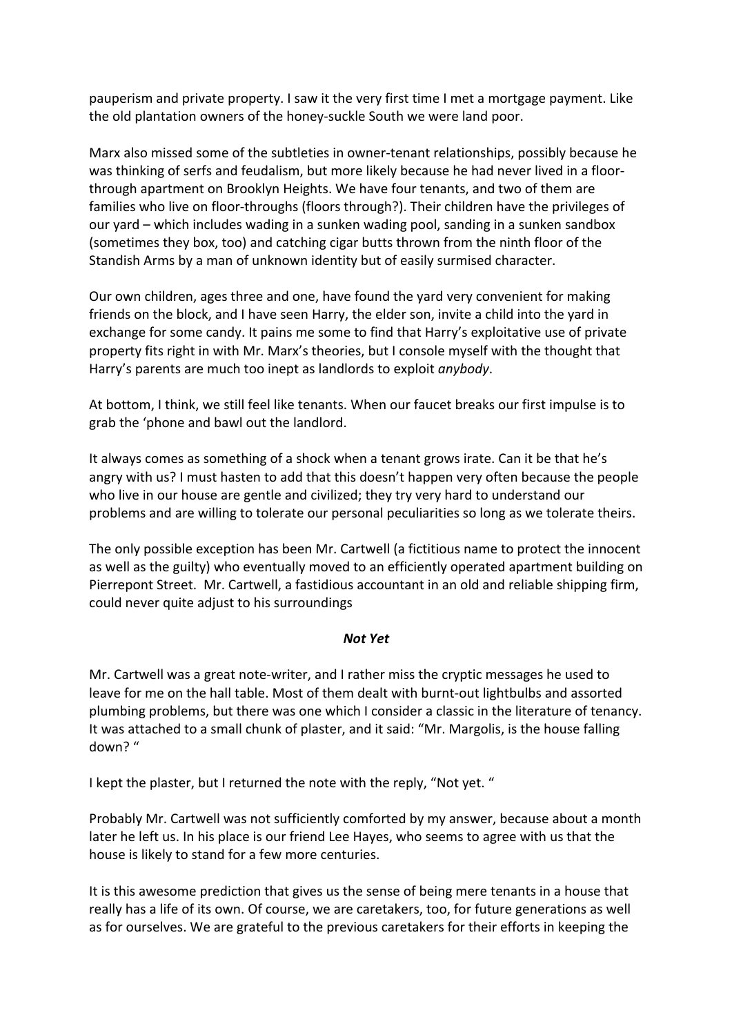pauperism and private property. I saw it the very first time I met a mortgage payment. Like the old plantation owners of the honey-suckle South we were land poor.

Marx also missed some of the subtleties in owner-tenant relationships, possibly because he was thinking of serfs and feudalism, but more likely because he had never lived in a floor-through apartment on Brooklyn Heights. We have four tenants, and two of them are families who live on floor-throughs (floors through?). Their children have the privileges of our yard – which includes wading in a sunken wading pool, sanding in a sunken sandbox (sometimes they box, too) and catching cigar butts thrown from the ninth floor of the Standish Arms by a man of unknown identity but of easily surmised character.

Our own children, ages three and one, have found the yard very convenient for making friends on the block, and I have seen Harry, the elder son, invite a child into the yard in exchange for some candy. It pains me some to find that Harry's exploitative use of private property fits right in with Mr. Marx's theories, but I console myself with the thought that Harry's parents are much too inept as landlords to exploit *anybody*.

At bottom, I think, we still feel like tenants. When our faucet breaks our first impulse is to grab the 'phone and bawl out the landlord.

It always comes as something of a shock when a tenant grows irate. Can it be that he's angry with us? I must hasten to add that this doesn't happen very often because the people who live in our house are gentle and civilized; they try very hard to understand our problems and are willing to tolerate our personal peculiarities so long as we tolerate theirs.

The only possible exception has been Mr. Cartwell (a fictitious name to protect the innocent as well as the guilty) who eventually moved to an efficiently operated apartment building on Pierrepont Street. Mr. Cartwell, a fastidious accountant in an old and reliable shipping firm, could never quite adjust to his surroundings

***Not Yet***

Mr. Cartwell was a great note-writer, and I rather miss the cryptic messages he used to leave for me on the hall table. Most of them dealt with burnt-out lightbulbs and assorted plumbing problems, but there was one which I consider a classic in the literature of tenancy. It was attached to a small chunk of plaster, and it said: "Mr. Margolis, is the house falling down? "

I kept the plaster, but I returned the note with the reply, "Not yet. "

Probably Mr. Cartwell was not sufficiently comforted by my answer, because about a month later he left us. In his place is our friend Lee Hayes, who seems to agree with us that the house is likely to stand for a few more centuries.

It is this awesome prediction that gives us the sense of being mere tenants in a house that really has a life of its own. Of course, we are caretakers, too, for future generations as well as for ourselves. We are grateful to the previous caretakers for their efforts in keeping the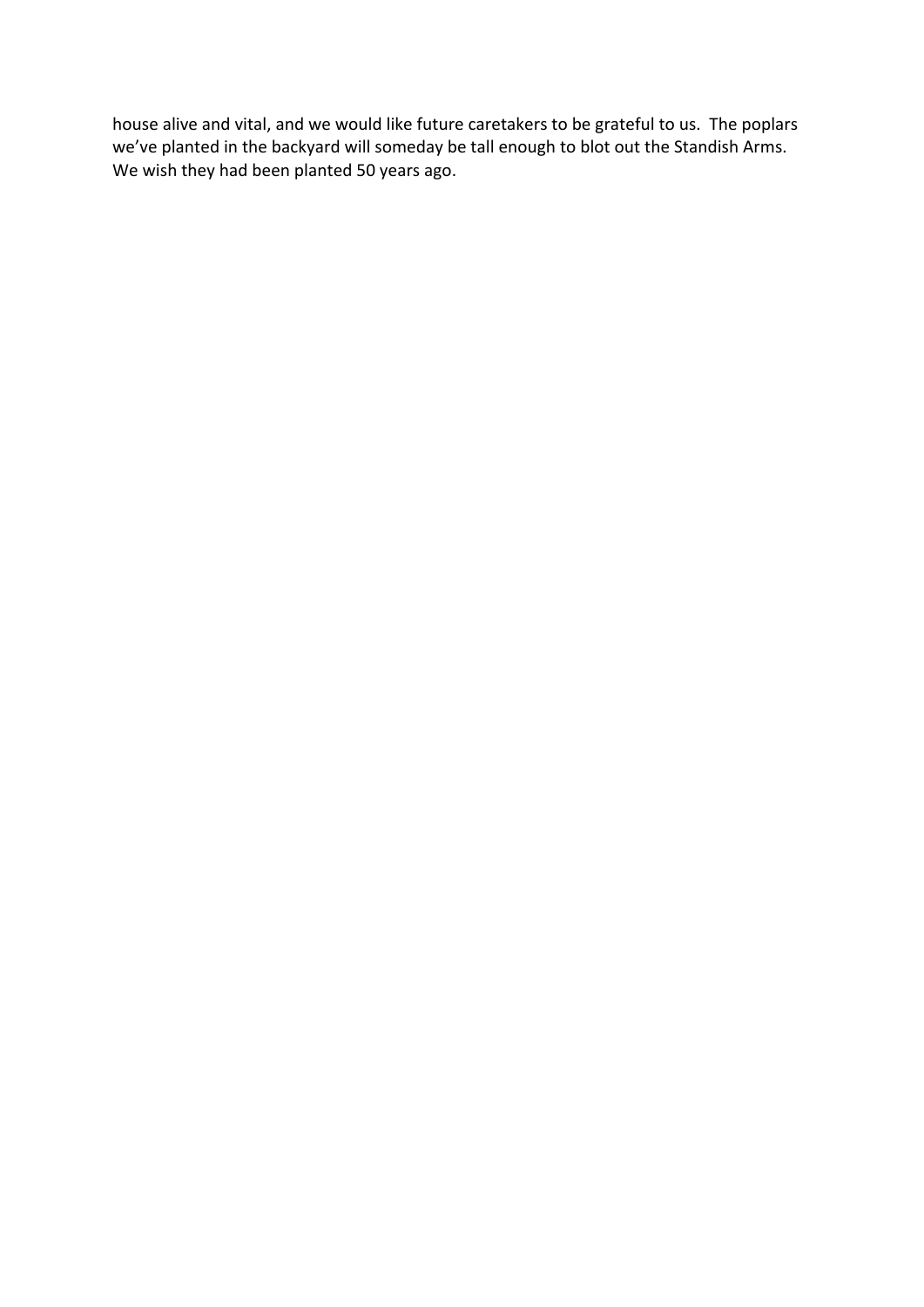house alive and vital, and we would like future caretakers to be grateful to us. The poplars we've planted in the backyard will someday be tall enough to blot out the Standish Arms. We wish they had been planted 50 years ago.